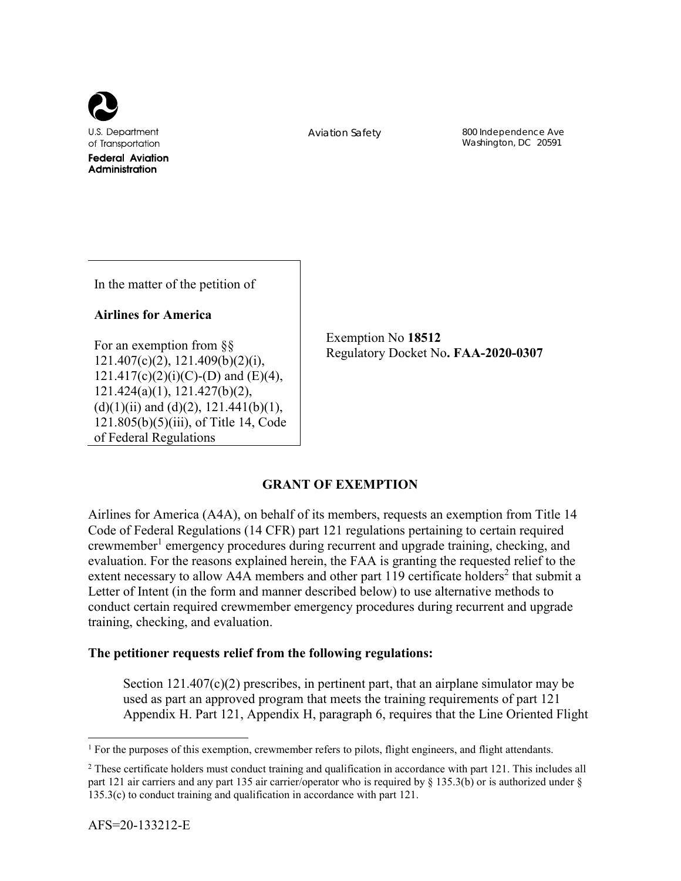U.S. Department of Transportation

**Federal Aviation Administration**

Aviation Safety

800 Independence Ave
Washington, DC 20591

In the matter of the petition of

**Airlines for America**

For an exemption from §§ 121.407(c)(2), 121.409(b)(2)(i), 121.417(c)(2)(i)(C)-(D) and (E)(4), 121.424(a)(1), 121.427(b)(2), (d)(1)(ii) and (d)(2), 121.441(b)(1), 121.805(b)(5)(iii), of Title 14, Code of Federal Regulations

Exemption No **18512**
Regulatory Docket No**. FAA-2020-0307**

## GRANT OF EXEMPTION

Airlines for America (A4A), on behalf of its members, requests an exemption from Title 14 Code of Federal Regulations (14 CFR) part 121 regulations pertaining to certain required crewmember[1] emergency procedures during recurrent and upgrade training, checking, and evaluation. For the reasons explained herein, the FAA is granting the requested relief to the extent necessary to allow A4A members and other part 119 certificate holders[2] that submit a Letter of Intent (in the form and manner described below) to use alternative methods to conduct certain required crewmember emergency procedures during recurrent and upgrade training, checking, and evaluation.

**The petitioner requests relief from the following regulations:**

> Section 121.407(c)(2) prescribes, in pertinent part, that an airplane simulator may be used as part an approved program that meets the training requirements of part 121 Appendix H. Part 121, Appendix H, paragraph 6, requires that the Line Oriented Flight

[1] For the purposes of this exemption, crewmember refers to pilots, flight engineers, and flight attendants.

[2] These certificate holders must conduct training and qualification in accordance with part 121. This includes all part 121 air carriers and any part 135 air carrier/operator who is required by § 135.3(b) or is authorized under § 135.3(c) to conduct training and qualification in accordance with part 121.

AFS=20-133212-E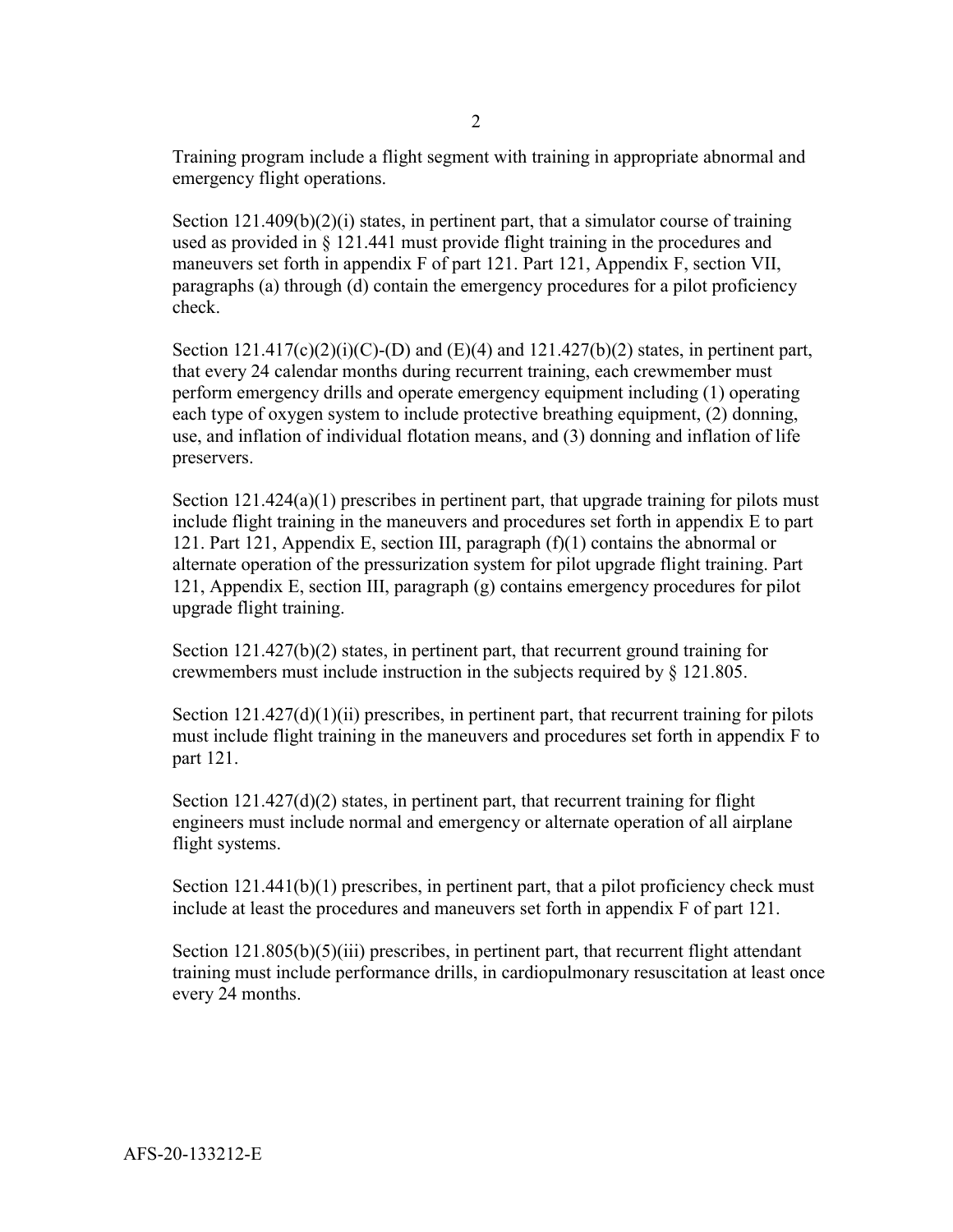Training program include a flight segment with training in appropriate abnormal and emergency flight operations.

Section 121.409(b)(2)(i) states, in pertinent part, that a simulator course of training used as provided in § 121.441 must provide flight training in the procedures and maneuvers set forth in appendix F of part 121. Part 121, Appendix F, section VII, paragraphs (a) through (d) contain the emergency procedures for a pilot proficiency check.

Section 121.417(c)(2)(i)(C)-(D) and (E)(4) and 121.427(b)(2) states, in pertinent part, that every 24 calendar months during recurrent training, each crewmember must perform emergency drills and operate emergency equipment including (1) operating each type of oxygen system to include protective breathing equipment, (2) donning, use, and inflation of individual flotation means, and (3) donning and inflation of life preservers.

Section 121.424(a)(1) prescribes in pertinent part, that upgrade training for pilots must include flight training in the maneuvers and procedures set forth in appendix E to part 121. Part 121, Appendix E, section III, paragraph (f)(1) contains the abnormal or alternate operation of the pressurization system for pilot upgrade flight training. Part 121, Appendix E, section III, paragraph (g) contains emergency procedures for pilot upgrade flight training.

Section 121.427(b)(2) states, in pertinent part, that recurrent ground training for crewmembers must include instruction in the subjects required by § 121.805.

Section 121.427(d)(1)(ii) prescribes, in pertinent part, that recurrent training for pilots must include flight training in the maneuvers and procedures set forth in appendix F to part 121.

Section 121.427(d)(2) states, in pertinent part, that recurrent training for flight engineers must include normal and emergency or alternate operation of all airplane flight systems.

Section 121.441(b)(1) prescribes, in pertinent part, that a pilot proficiency check must include at least the procedures and maneuvers set forth in appendix F of part 121.

Section 121.805(b)(5)(iii) prescribes, in pertinent part, that recurrent flight attendant training must include performance drills, in cardiopulmonary resuscitation at least once every 24 months.

AFS-20-133212-E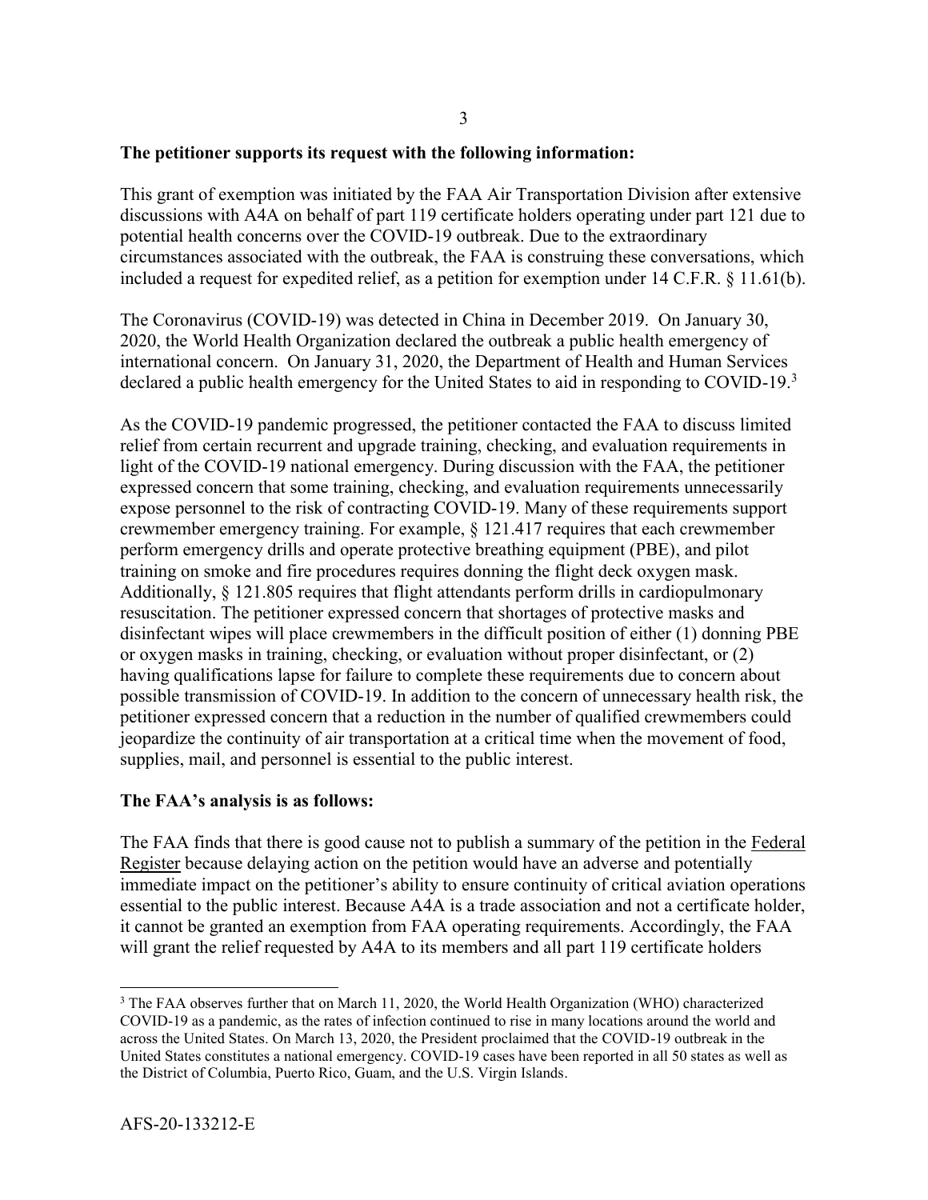**The petitioner supports its request with the following information:**

This grant of exemption was initiated by the FAA Air Transportation Division after extensive discussions with A4A on behalf of part 119 certificate holders operating under part 121 due to potential health concerns over the COVID-19 outbreak. Due to the extraordinary circumstances associated with the outbreak, the FAA is construing these conversations, which included a request for expedited relief, as a petition for exemption under 14 C.F.R. § 11.61(b).

The Coronavirus (COVID-19) was detected in China in December 2019. On January 30, 2020, the World Health Organization declared the outbreak a public health emergency of international concern. On January 31, 2020, the Department of Health and Human Services declared a public health emergency for the United States to aid in responding to COVID-19.[3]

As the COVID-19 pandemic progressed, the petitioner contacted the FAA to discuss limited relief from certain recurrent and upgrade training, checking, and evaluation requirements in light of the COVID-19 national emergency. During discussion with the FAA, the petitioner expressed concern that some training, checking, and evaluation requirements unnecessarily expose personnel to the risk of contracting COVID-19. Many of these requirements support crewmember emergency training. For example, § 121.417 requires that each crewmember perform emergency drills and operate protective breathing equipment (PBE), and pilot training on smoke and fire procedures requires donning the flight deck oxygen mask. Additionally, § 121.805 requires that flight attendants perform drills in cardiopulmonary resuscitation. The petitioner expressed concern that shortages of protective masks and disinfectant wipes will place crewmembers in the difficult position of either (1) donning PBE or oxygen masks in training, checking, or evaluation without proper disinfectant, or (2) having qualifications lapse for failure to complete these requirements due to concern about possible transmission of COVID-19. In addition to the concern of unnecessary health risk, the petitioner expressed concern that a reduction in the number of qualified crewmembers could jeopardize the continuity of air transportation at a critical time when the movement of food, supplies, mail, and personnel is essential to the public interest.

**The FAA's analysis is as follows:**

The FAA finds that there is good cause not to publish a summary of the petition in the Federal Register because delaying action on the petition would have an adverse and potentially immediate impact on the petitioner's ability to ensure continuity of critical aviation operations essential to the public interest. Because A4A is a trade association and not a certificate holder, it cannot be granted an exemption from FAA operating requirements. Accordingly, the FAA will grant the relief requested by A4A to its members and all part 119 certificate holders

[3] The FAA observes further that on March 11, 2020, the World Health Organization (WHO) characterized COVID-19 as a pandemic, as the rates of infection continued to rise in many locations around the world and across the United States. On March 13, 2020, the President proclaimed that the COVID-19 outbreak in the United States constitutes a national emergency. COVID-19 cases have been reported in all 50 states as well as the District of Columbia, Puerto Rico, Guam, and the U.S. Virgin Islands.

AFS-20-133212-E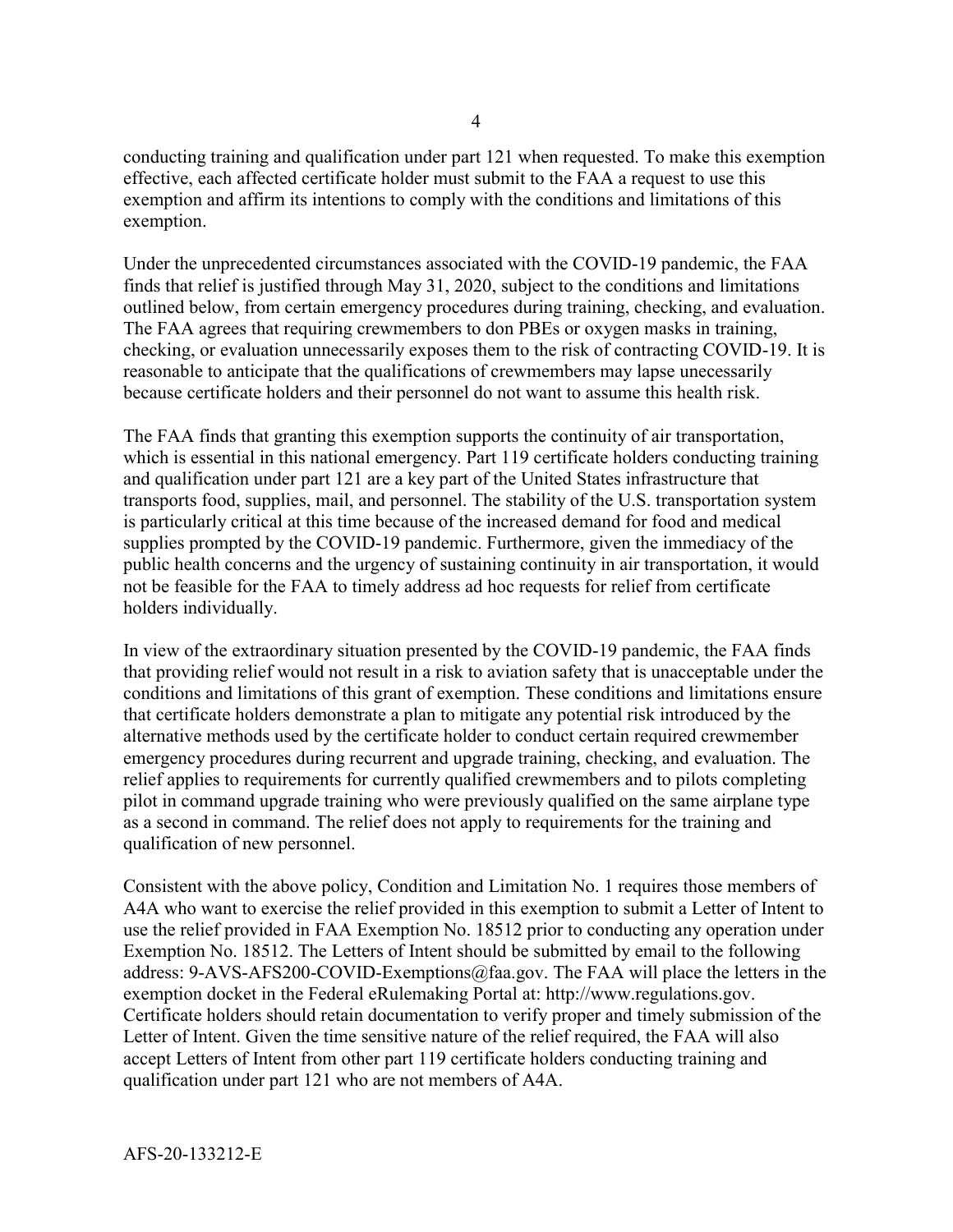conducting training and qualification under part 121 when requested. To make this exemption effective, each affected certificate holder must submit to the FAA a request to use this exemption and affirm its intentions to comply with the conditions and limitations of this exemption.

Under the unprecedented circumstances associated with the COVID-19 pandemic, the FAA finds that relief is justified through May 31, 2020, subject to the conditions and limitations outlined below, from certain emergency procedures during training, checking, and evaluation. The FAA agrees that requiring crewmembers to don PBEs or oxygen masks in training, checking, or evaluation unnecessarily exposes them to the risk of contracting COVID-19. It is reasonable to anticipate that the qualifications of crewmembers may lapse unecessarily because certificate holders and their personnel do not want to assume this health risk.

The FAA finds that granting this exemption supports the continuity of air transportation, which is essential in this national emergency. Part 119 certificate holders conducting training and qualification under part 121 are a key part of the United States infrastructure that transports food, supplies, mail, and personnel. The stability of the U.S. transportation system is particularly critical at this time because of the increased demand for food and medical supplies prompted by the COVID-19 pandemic. Furthermore, given the immediacy of the public health concerns and the urgency of sustaining continuity in air transportation, it would not be feasible for the FAA to timely address ad hoc requests for relief from certificate holders individually.

In view of the extraordinary situation presented by the COVID-19 pandemic, the FAA finds that providing relief would not result in a risk to aviation safety that is unacceptable under the conditions and limitations of this grant of exemption. These conditions and limitations ensure that certificate holders demonstrate a plan to mitigate any potential risk introduced by the alternative methods used by the certificate holder to conduct certain required crewmember emergency procedures during recurrent and upgrade training, checking, and evaluation. The relief applies to requirements for currently qualified crewmembers and to pilots completing pilot in command upgrade training who were previously qualified on the same airplane type as a second in command. The relief does not apply to requirements for the training and qualification of new personnel.

Consistent with the above policy, Condition and Limitation No. 1 requires those members of A4A who want to exercise the relief provided in this exemption to submit a Letter of Intent to use the relief provided in FAA Exemption No. 18512 prior to conducting any operation under Exemption No. 18512. The Letters of Intent should be submitted by email to the following address: 9-AVS-AFS200-COVID-Exemptions@faa.gov. The FAA will place the letters in the exemption docket in the Federal eRulemaking Portal at: http://www.regulations.gov. Certificate holders should retain documentation to verify proper and timely submission of the Letter of Intent. Given the time sensitive nature of the relief required, the FAA will also accept Letters of Intent from other part 119 certificate holders conducting training and qualification under part 121 who are not members of A4A.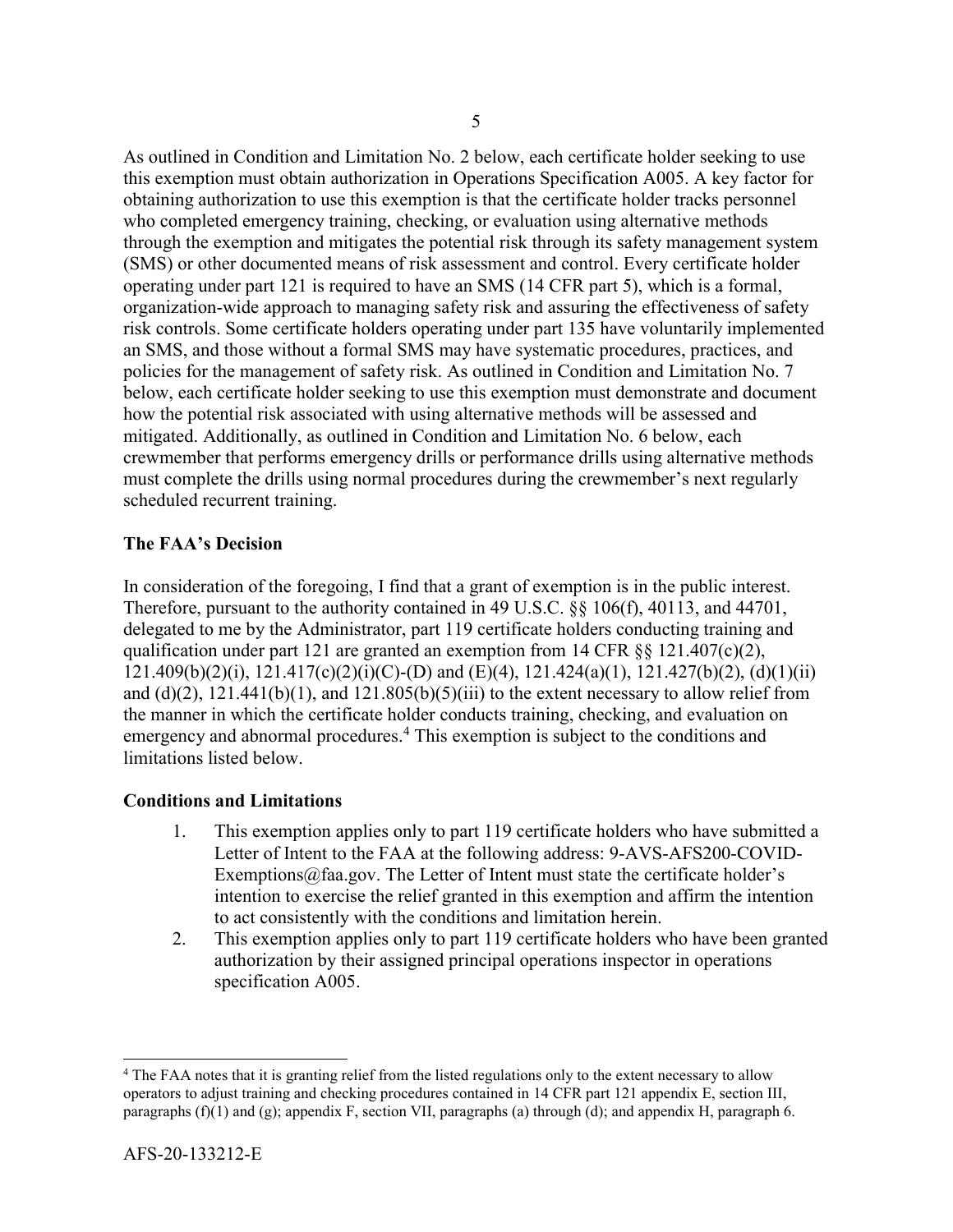As outlined in Condition and Limitation No. 2 below, each certificate holder seeking to use this exemption must obtain authorization in Operations Specification A005. A key factor for obtaining authorization to use this exemption is that the certificate holder tracks personnel who completed emergency training, checking, or evaluation using alternative methods through the exemption and mitigates the potential risk through its safety management system (SMS) or other documented means of risk assessment and control. Every certificate holder operating under part 121 is required to have an SMS (14 CFR part 5), which is a formal, organization-wide approach to managing safety risk and assuring the effectiveness of safety risk controls. Some certificate holders operating under part 135 have voluntarily implemented an SMS, and those without a formal SMS may have systematic procedures, practices, and policies for the management of safety risk. As outlined in Condition and Limitation No. 7 below, each certificate holder seeking to use this exemption must demonstrate and document how the potential risk associated with using alternative methods will be assessed and mitigated. Additionally, as outlined in Condition and Limitation No. 6 below, each crewmember that performs emergency drills or performance drills using alternative methods must complete the drills using normal procedures during the crewmember's next regularly scheduled recurrent training.

**The FAA's Decision**

In consideration of the foregoing, I find that a grant of exemption is in the public interest. Therefore, pursuant to the authority contained in 49 U.S.C. §§ 106(f), 40113, and 44701, delegated to me by the Administrator, part 119 certificate holders conducting training and qualification under part 121 are granted an exemption from 14 CFR §§ 121.407(c)(2), 121.409(b)(2)(i), 121.417(c)(2)(i)(C)-(D) and (E)(4), 121.424(a)(1), 121.427(b)(2), (d)(1)(ii) and (d)(2), 121.441(b)(1), and 121.805(b)(5)(iii) to the extent necessary to allow relief from the manner in which the certificate holder conducts training, checking, and evaluation on emergency and abnormal procedures.[4] This exemption is subject to the conditions and limitations listed below.

**Conditions and Limitations**

1. This exemption applies only to part 119 certificate holders who have submitted a Letter of Intent to the FAA at the following address: 9-AVS-AFS200-COVID-Exemptions@faa.gov. The Letter of Intent must state the certificate holder's intention to exercise the relief granted in this exemption and affirm the intention to act consistently with the conditions and limitation herein.
2. This exemption applies only to part 119 certificate holders who have been granted authorization by their assigned principal operations inspector in operations specification A005.

[4] The FAA notes that it is granting relief from the listed regulations only to the extent necessary to allow operators to adjust training and checking procedures contained in 14 CFR part 121 appendix E, section III, paragraphs (f)(1) and (g); appendix F, section VII, paragraphs (a) through (d); and appendix H, paragraph 6.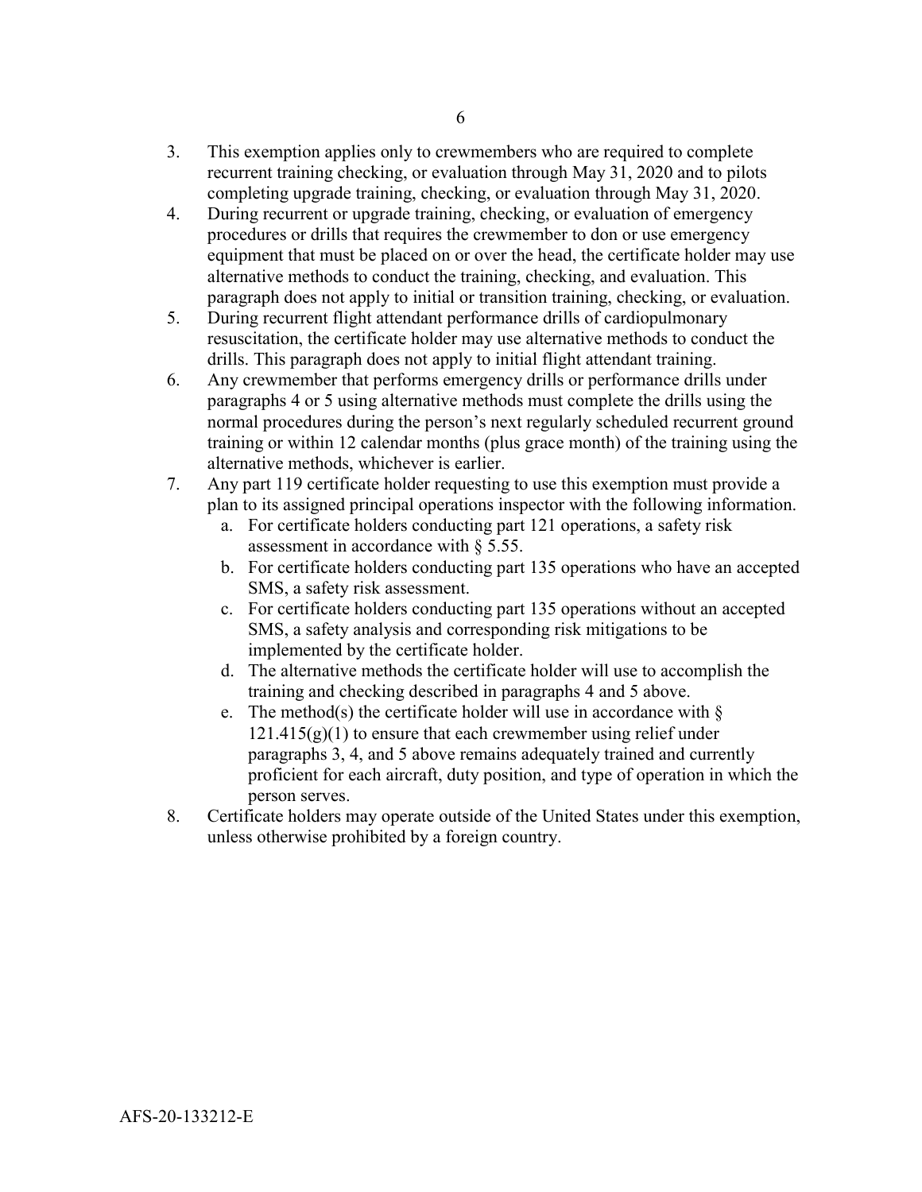3. This exemption applies only to crewmembers who are required to complete recurrent training checking, or evaluation through May 31, 2020 and to pilots completing upgrade training, checking, or evaluation through May 31, 2020.
4. During recurrent or upgrade training, checking, or evaluation of emergency procedures or drills that requires the crewmember to don or use emergency equipment that must be placed on or over the head, the certificate holder may use alternative methods to conduct the training, checking, and evaluation. This paragraph does not apply to initial or transition training, checking, or evaluation.
5. During recurrent flight attendant performance drills of cardiopulmonary resuscitation, the certificate holder may use alternative methods to conduct the drills. This paragraph does not apply to initial flight attendant training.
6. Any crewmember that performs emergency drills or performance drills under paragraphs 4 or 5 using alternative methods must complete the drills using the normal procedures during the person's next regularly scheduled recurrent ground training or within 12 calendar months (plus grace month) of the training using the alternative methods, whichever is earlier.
7. Any part 119 certificate holder requesting to use this exemption must provide a plan to its assigned principal operations inspector with the following information.
   a. For certificate holders conducting part 121 operations, a safety risk assessment in accordance with § 5.55.
   b. For certificate holders conducting part 135 operations who have an accepted SMS, a safety risk assessment.
   c. For certificate holders conducting part 135 operations without an accepted SMS, a safety analysis and corresponding risk mitigations to be implemented by the certificate holder.
   d. The alternative methods the certificate holder will use to accomplish the training and checking described in paragraphs 4 and 5 above.
   e. The method(s) the certificate holder will use in accordance with § 121.415(g)(1) to ensure that each crewmember using relief under paragraphs 3, 4, and 5 above remains adequately trained and currently proficient for each aircraft, duty position, and type of operation in which the person serves.
8. Certificate holders may operate outside of the United States under this exemption, unless otherwise prohibited by a foreign country.

AFS-20-133212-E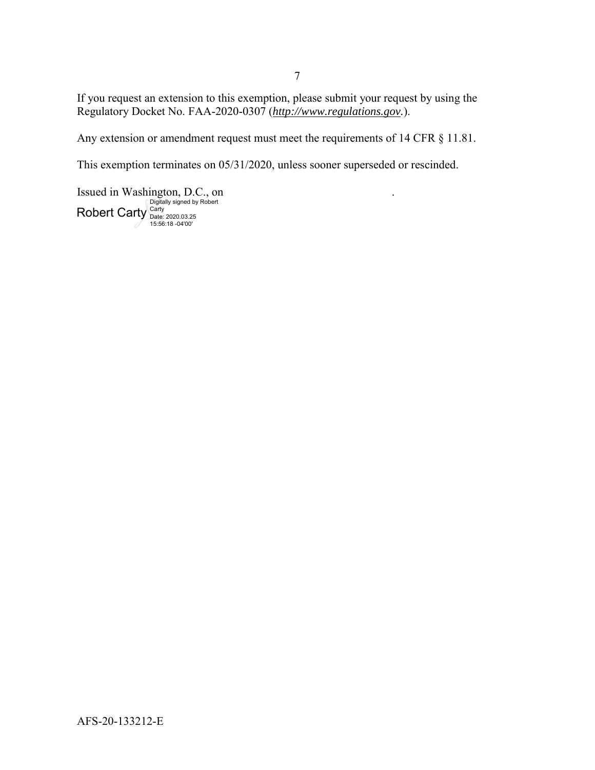If you request an extension to this exemption, please submit your request by using the Regulatory Docket No. FAA-2020-0307 (***http://www.regulations.gov***.).

Any extension or amendment request must meet the requirements of 14 CFR § 11.81.

This exemption terminates on 05/31/2020, unless sooner superseded or rescinded.

Issued in Washington, D.C., on .

Robert Carty
Digitally signed by Robert Carty
Date: 2020.03.25 15:56:18 -04'00'

AFS-20-133212-E